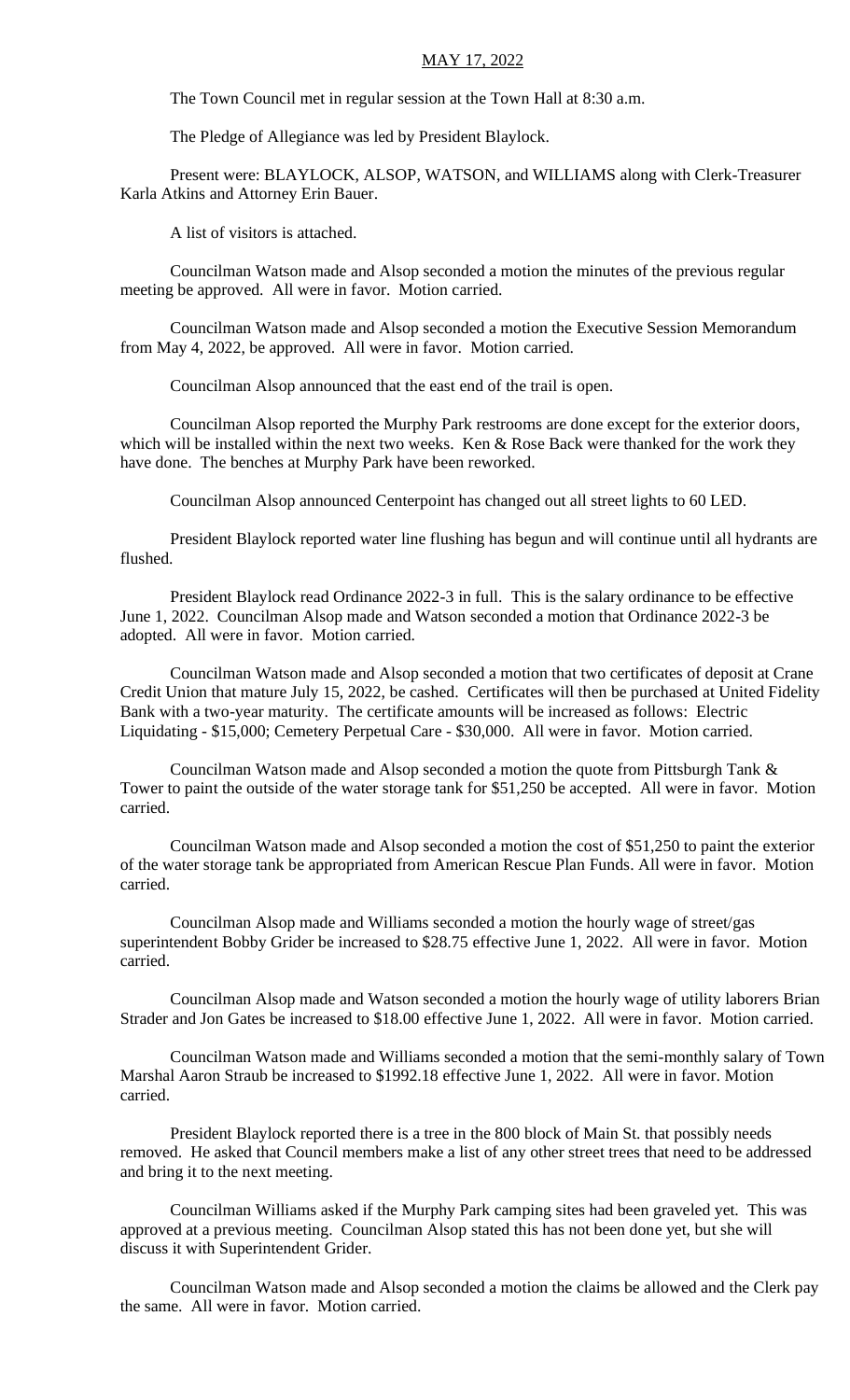MAY 17, 2022

The Town Council met in regular session at the Town Hall at 8:30 a.m.

The Pledge of Allegiance was led by President Blaylock.

Present were: BLAYLOCK, ALSOP, WATSON, and WILLIAMS along with Clerk-Treasurer Karla Atkins and Attorney Erin Bauer.

A list of visitors is attached.

Councilman Watson made and Alsop seconded a motion the minutes of the previous regular meeting be approved. All were in favor. Motion carried.

Councilman Watson made and Alsop seconded a motion the Executive Session Memorandum from May 4, 2022, be approved. All were in favor. Motion carried.

Councilman Alsop announced that the east end of the trail is open.

Councilman Alsop reported the Murphy Park restrooms are done except for the exterior doors, which will be installed within the next two weeks. Ken & Rose Back were thanked for the work they have done. The benches at Murphy Park have been reworked.

Councilman Alsop announced Centerpoint has changed out all street lights to 60 LED.

President Blaylock reported water line flushing has begun and will continue until all hydrants are flushed.

President Blaylock read Ordinance 2022-3 in full. This is the salary ordinance to be effective June 1, 2022. Councilman Alsop made and Watson seconded a motion that Ordinance 2022-3 be adopted. All were in favor. Motion carried.

Councilman Watson made and Alsop seconded a motion that two certificates of deposit at Crane Credit Union that mature July 15, 2022, be cashed. Certificates will then be purchased at United Fidelity Bank with a two-year maturity. The certificate amounts will be increased as follows: Electric Liquidating - $15,000; Cemetery Perpetual Care - $30,000. All were in favor. Motion carried.

Councilman Watson made and Alsop seconded a motion the quote from Pittsburgh Tank & Tower to paint the outside of the water storage tank for $51,250 be accepted. All were in favor. Motion carried.

Councilman Watson made and Alsop seconded a motion the cost of $51,250 to paint the exterior of the water storage tank be appropriated from American Rescue Plan Funds. All were in favor. Motion carried.

Councilman Alsop made and Williams seconded a motion the hourly wage of street/gas superintendent Bobby Grider be increased to $28.75 effective June 1, 2022. All were in favor. Motion carried.

Councilman Alsop made and Watson seconded a motion the hourly wage of utility laborers Brian Strader and Jon Gates be increased to $18.00 effective June 1, 2022. All were in favor. Motion carried.

Councilman Watson made and Williams seconded a motion that the semi-monthly salary of Town Marshal Aaron Straub be increased to $1992.18 effective June 1, 2022. All were in favor. Motion carried.

President Blaylock reported there is a tree in the 800 block of Main St. that possibly needs removed. He asked that Council members make a list of any other street trees that need to be addressed and bring it to the next meeting.

Councilman Williams asked if the Murphy Park camping sites had been graveled yet. This was approved at a previous meeting. Councilman Alsop stated this has not been done yet, but she will discuss it with Superintendent Grider.

Councilman Watson made and Alsop seconded a motion the claims be allowed and the Clerk pay the same. All were in favor. Motion carried.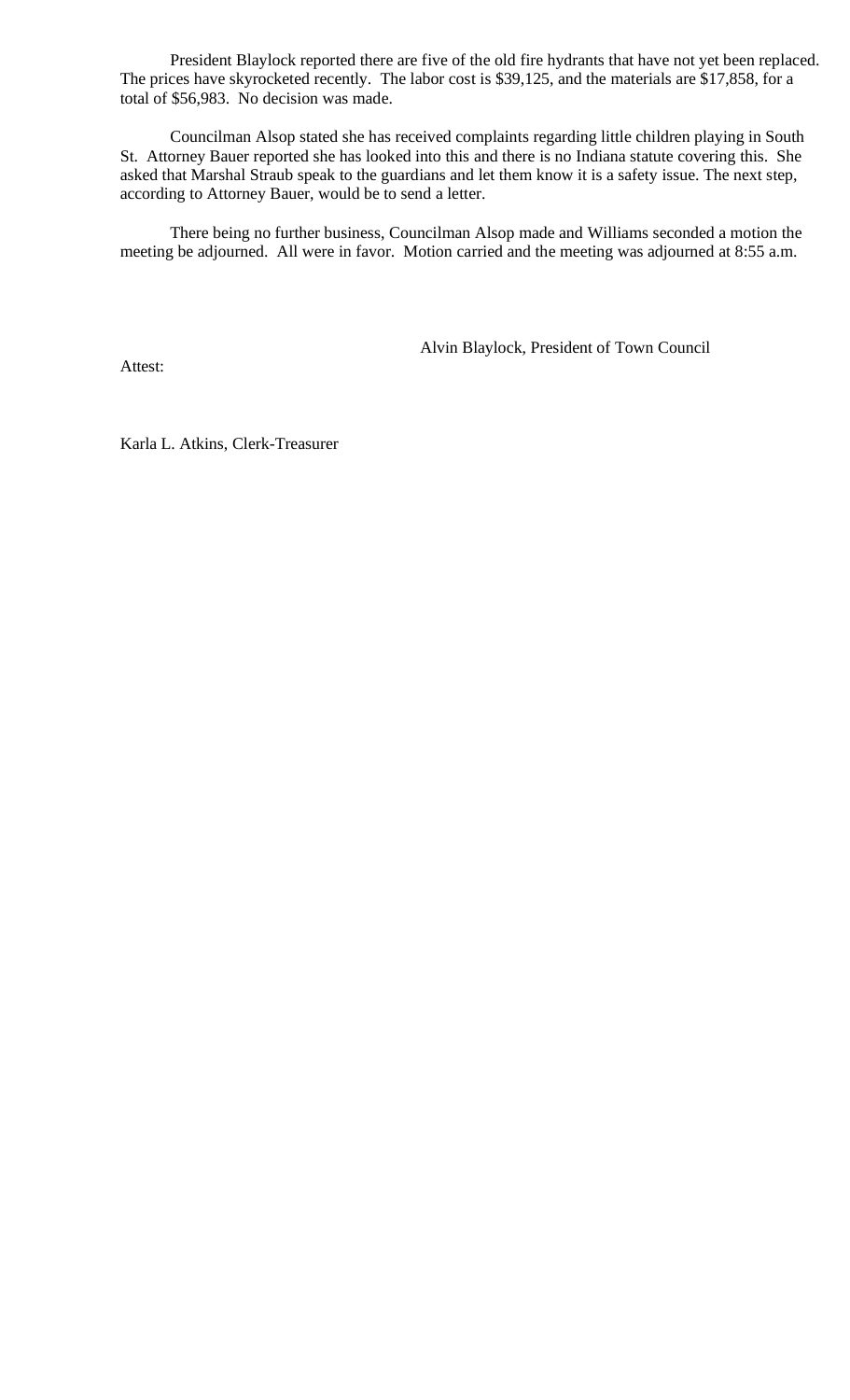President Blaylock reported there are five of the old fire hydrants that have not yet been replaced. The prices have skyrocketed recently. The labor cost is $39,125, and the materials are $17,858, for a total of $56,983. No decision was made.

Councilman Alsop stated she has received complaints regarding little children playing in South St. Attorney Bauer reported she has looked into this and there is no Indiana statute covering this. She asked that Marshal Straub speak to the guardians and let them know it is a safety issue. The next step, according to Attorney Bauer, would be to send a letter.

There being no further business, Councilman Alsop made and Williams seconded a motion the meeting be adjourned. All were in favor. Motion carried and the meeting was adjourned at 8:55 a.m.

Alvin Blaylock, President of Town Council

Attest:

Karla L. Atkins, Clerk-Treasurer